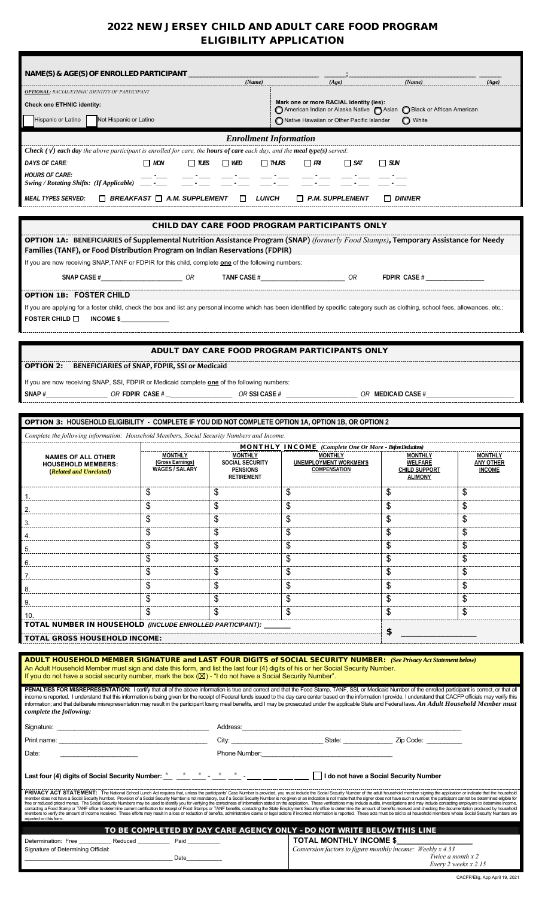# 2022 NEW JERSEY CHILD AND ADULT CARE FOOD PROGRAM ELIGIBILITY APPLICATION

**NAME(S) & AGE(S) OF ENROLLED PARTICIPANT** ______________________ (Name) ______ (Age) ; ______________________ (Name) ______ (Age)

***OPTIONAL:*** *RACIAL/ETHNIC IDENTITY OF PARTICIPANT*

**Check one ETHNIC identity:**

☐ Hispanic or Latino ☐ Not Hispanic or Latino

**Mark one or more RACIAL identity (ies):**

◯ American Indian or Alaska Native ◯ Asian ◯ Black or African American ◯ Native Hawaiian or Other Pacific Islander ◯ White

## *Enrollment Information*

***Check (√) each day** the above participant is enrolled for care, the **hours of care** each day, and the **meal type(s)** served:*

| | | | | | | | |
|---|---|---|---|---|---|---|---|
| *DAYS OF CARE:* | ☐ MON | ☐ TUES | ☐ WED | ☐ THURS | ☐ FRI | ☐ SAT | ☐ SUN |
| *HOURS OF CARE:* *Swing / Rotating Shifts: (If Applicable)* | ___-___ | ___-___ | ___-___ | ___-___ | ___-___ | ___-___ | ___-___ |

*MEAL TYPES SERVED:* ☐ *BREAKFAST* ☐ *A.M. SUPPLEMENT* ☐ *LUNCH* ☐ *P.M. SUPPLEMENT* ☐ *DINNER*

## CHILD DAY CARE FOOD PROGRAM PARTICIPANTS ONLY

**OPTION 1A: BENEFICIARIES of Supplemental Nutrition Assistance Program (SNAP)** *(formerly Food Stamps)*, **Temporary Assistance for Needy Families (TANF), or Food Distribution Program on Indian Reservations (FDPIR)**

If you are now receiving SNAP,TANF or FDPIR for this child, complete **one** of the following numbers:

**SNAP CASE #**______________________ *OR* **TANF CASE #**______________________ *OR* **FDPIR CASE #** ________________

**OPTION 1B: FOSTER CHILD**

If you are applying for a foster child, check the box and list any personal income which has been identified by specific category such as clothing, school fees, allowances, etc.:

**FOSTER CHILD** ☐ **INCOME $**_____________

## ADULT DAY CARE FOOD PROGRAM PARTICIPANTS ONLY

**OPTION 2: BENEFICIARIES of SNAP, FDPIR, SSI or Medicaid**

If you are now receiving SNAP, SSI, FDPIR or Medicaid complete **one** of the following numbers:

**SNAP #**_________________ *OR* **FDPIR CASE #**_________________ *OR* **SSI CASE #** _________________ *OR* **MEDICAID CASE #**_________________

## OPTION 3: HOUSEHOLD ELIGIBILITY - COMPLETE IF YOU DID NOT COMPLETE OPTION 1A, OPTION 1B, OR OPTION 2

*Complete the following information: Household Members, Social Security Numbers and Income.*

| NAMES OF ALL OTHER HOUSEHOLD MEMBERS: (*Related and Unrelated*) | **MONTHLY INCOME** *(Complete One Or More - Before Deductions)* | | | | |
|---|---|---|---|---|---|
| | MONTHLY (Gross Earnings) WAGES / SALARY | MONTHLY SOCIAL SECURITY PENSIONS RETIREMENT | MONTHLY UNEMPLOYMENT WORKMEN'S COMPENSATION | MONTHLY WELFARE CHILD SUPPORT ALIMONY | MONTHLY ANY OTHER INCOME |
| 1. | $ | $ | $ | $ | $ |
| 2. | $ | $ | $ | $ | $ |
| 3. | $ | $ | $ | $ | $ |
| 4. | $ | $ | $ | $ | $ |
| 5. | $ | $ | $ | $ | $ |
| 6. | $ | $ | $ | $ | $ |
| 7. | $ | $ | $ | $ | $ |
| 8. | $ | $ | $ | $ | $ |
| 9. | $ | $ | $ | $ | $ |
| 10. | $ | $ | $ | $ | $ |

**TOTAL NUMBER IN HOUSEHOLD** *(INCLUDE ENROLLED PARTICIPANT):* _______

**TOTAL GROSS HOUSEHOLD INCOME:** **$** _________________

**ADULT HOUSEHOLD MEMBER SIGNATURE and LAST FOUR DIGITS of SOCIAL SECURITY NUMBER:** *(See Privacy Act Statement below)*
An Adult Household Member must sign and date this form, and list the last four (4) digits of his or her Social Security Number.
If you do not have a social security number, mark the box (☒) - "I do not have a Social Security Number".

**PENALTIES FOR MISREPRESENTATION:** I certify that all of the above information is true and correct and that the Food Stamp, TANF, SSI, or Medicaid Number of the enrolled participant is correct, or that all income is reported. I understand that this information is being given for the receipt of Federal funds issued to the day care center based on the information I provide. I understand that CACFP officials may verify this information; and that deliberate misrepresentation may result in the participant losing meal benefits, and I may be prosecuted under the applicable State and Federal laws. ***An Adult Household Member must complete the following:***

Signature: ______________________________ Address: ______________________________

Print name: ______________________________ City: ______________ State: __________ Zip Code: __________

Date: ______________ Phone Number: ______________________

**Last four (4) digits of Social Security Number:** * * * - * * - ___ ___ ___ ___ ☐ **I do not have a Social Security Number**

**PRIVACY ACT STATEMENT:** The National School Lunch Act requires that, unless the participants' Case Number is provided, you must include the Social Security Number of the adult household member signing the application or indicate that the household member does not have a Social Security Number. Provision of a Social Security Number is not mandatory, but if a Social Security Number is not given or an indication is not made that the signer does not have such a number, the participant cannot be determined eligible for free or reduced priced menus. The Social Security Numbers may be used to identify you for verifying the correctness of information stated on the application. These verifications may include audits, investigations and may include contacting employers to determine income, contacting a Food Stamp or TANF office to determine current certification for receipt of Food Stamps or TANF benefits, contacting the State Employment Security office to determine the amount of benefits received and checking the documentation produced by household members to verify the amount of income received. These efforts may result in a loss or reduction of benefits, administrative claims or legal actions if incorrect information is reported. These acts must be told to all household members whose Social Security Numbers are reported on this form.

## TO BE COMPLETED BY DAY CARE AGENCY ONLY - DO NOT WRITE BELOW THIS LINE

Determination: Free _________ Reduced _________ Paid _________

Signature of Determining Official:

______________________________ Date__________

**TOTAL MONTHLY INCOME $**_______________

*Conversion factors to figure monthly income: Weekly x 4.33*
*Twice a month x 2*
*Every 2 weeks x 2.15*

CACFP/Elig. App April 19, 2021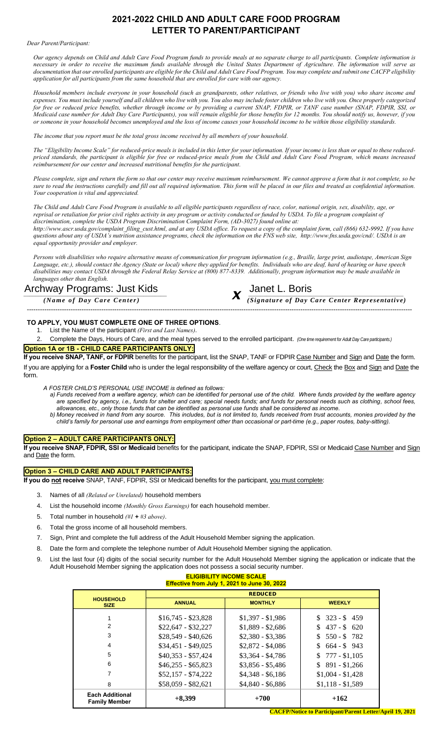# 2021-2022 CHILD AND ADULT CARE FOOD PROGRAM LETTER TO PARENT/PARTICIPANT

*Dear Parent/Participant:*

*Our agency depends on Child and Adult Care Food Program funds to provide meals at no separate charge to all participants. Complete information is necessary in order to receive the maximum funds available through the United States Department of Agriculture. The information will serve as documentation that our enrolled participants are eligible for the Child and Adult Care Food Program. You may complete and submit one CACFP eligibility application for all participants from the same household that are enrolled for care with our agency.*

*Household members include everyone in your household (such as grandparents, other relatives, or friends who live with you) who share income and expenses. You must include yourself and all children who live with you. You also may include foster children who live with you. Once properly categorized for free or reduced price benefits, whether through income or by providing a current SNAP, FDPIR, or TANF case number (SNAP, FDPIR, SSI, or Medicaid case number for Adult Day Care Participants), you will remain eligible for those benefits for 12 months. You should notify us, however, if you or someone in your household becomes unemployed and the loss of income causes your household income to be within those eligibility standards.*

*The income that you report must be the total gross income received by all members of your household.*

*The "Eligibility Income Scale" for reduced-price meals is included in this letter for your information. If your income is less than or equal to these reduced-priced standards, the participant is eligible for free or reduced-price meals from the Child and Adult Care Food Program, which means increased reimbursement for our center and increased nutritional benefits for the participant.*

*Please complete, sign and return the form so that our center may receive maximum reimbursement. We cannot approve a form that is not complete, so be sure to read the instructions carefully and fill out all required information. This form will be placed in our files and treated as confidential information. Your cooperation is vital and appreciated.*

*The Child and Adult Care Food Program is available to all eligible participants regardless of race, color, national origin, sex, disability, age, or reprisal or retaliation for prior civil rights activity in any program or activity conducted or funded by USDA. To file a program complaint of discrimination, complete the USDA Program Discrimination Complaint Form, (AD-3027) found online at: http://www.ascr.usda.gov/complaint_filing_cust.html, and at any USDA office. To request a copy of the complaint form, call (866) 632-9992. If you have questions about any of USDA's nutrition assistance programs, check the information on the FNS web site, http://www.fns.usda.gov/cnd/. USDA is an equal opportunity provider and employer.*

*Persons with disabilities who require alternative means of communication for program information (e.g., Braille, large print, audiotape, American Sign Language, etc.), should contact the Agency (State or local) where they applied for benefits. Individuals who are deaf, hard of hearing or have speech disabilities may contact USDA through the Federal Relay Service at (800) 877-8339. Additionally, program information may be made available in languages other than English.*

Archway Programs: Just Kids
*(Name of Day Care Center)*

**x** Janet L. Boris
*(Signature of Day Care Center Representative)*

---

**TO APPLY, YOU MUST COMPLETE ONE OF THREE OPTIONS.**

1. List the Name of the participant *(First and Last Names)*.
2. Complete the Days, Hours of Care, and the meal types served to the enrolled participant. *(One time requirement for Adult Day Care participants.)*

**Option 1A or 1B - CHILD CARE PARTICIPANTS ONLY:**

**If you receive SNAP, TANF, or FDPIR** benefits for the participant, list the SNAP, TANF or FDPIR Case Number and Sign and Date the form.

If you are applying for a **Foster Child** who is under the legal responsibility of the welfare agency or court, Check the Box and Sign and Date the form.

*A FOSTER CHILD'S PERSONAL USE INCOME is defined as follows:*

*a) Funds received from a welfare agency, which can be identified for personal use of the child. Where funds provided by the welfare agency are specified by agency, i.e., funds for shelter and care; special needs funds; and funds for personal needs such as clothing, school fees, allowances, etc., only those funds that can be identified as personal use funds shall be considered as income.*

*b) Money received in hand from any source. This includes, but is not limited to, funds received from trust accounts, monies provided by the child's family for personal use and earnings from employment other than occasional or part-time (e.g., paper routes, baby-sitting).*

**Option 2 – ADULT CARE PARTICIPANTS ONLY:**

**If you receive SNAP, FDPIR, SSI or Medicaid** benefits for the participant, indicate the SNAP, FDPIR, SSI or Medicaid Case Number and Sign and Date the form.

**Option 3 – CHILD CARE AND ADULT PARTICIPANTS:**

**If you do not receive** SNAP, TANF, FDPIR, SSI or Medicaid benefits for the participant, you must complete:

3. Names of all *(Related or Unrelated)* household members
4. List the household income *(Monthly Gross Earnings)* for each household member.
5. Total number in household *(#1 + #3 above)*.
6. Total the gross income of all household members.
7. Sign, Print and complete the full address of the Adult Household Member signing the application.
8. Date the form and complete the telephone number of Adult Household Member signing the application.
9. List the last four (4) digits of the social security number for the Adult Household Member signing the application or indicate that the Adult Household Member signing the application does not possess a social security number.

**ELIGIBILITY INCOME SCALE**
**Effective from July 1, 2021 to June 30, 2022**

| HOUSEHOLD SIZE | REDUCED | | |
|---|---|---|---|
| | ANNUAL | MONTHLY | WEEKLY |
| 1 | $16,745 - $23,828 | $1,397 - $1,986 | $ 323 - $ 459 |
| 2 | $22,647 - $32,227 | $1,889 - $2,686 | $ 437 - $ 620 |
| 3 | $28,549 - $40,626 | $2,380 - $3,386 | $ 550 - $ 782 |
| 4 | $34,451 - $49,025 | $2,872 - $4,086 | $ 664 - $ 943 |
| 5 | $40,353 - $57,424 | $3,364 - $4,786 | $ 777 - $1,105 |
| 6 | $46,255 - $65,823 | $3,856 - $5,486 | $ 891 - $1,266 |
| 7 | $52,157 - $74,222 | $4,348 - $6,186 | $1,004 - $1,428 |
| 8 | $58,059 - $82,621 | $4,840 - $6,886 | $1,118 - $1,589 |
| **Each Additional Family Member** | **+8,399** | **+700** | **+162** |

**CACFP/Notice to Participant/Parent Letter/April 19, 2021**